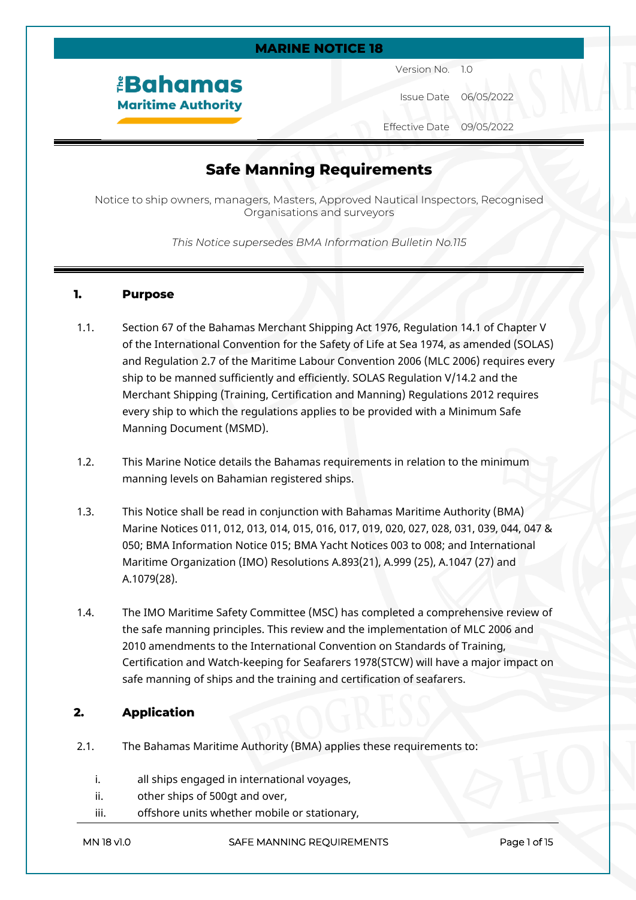# MARINE NOTICE 18

**The Bahamas Maritime Authority**

| | |
|---|---|
| Version No. | 1.0 |
| Issue Date | 06/05/2022 |
| Effective Date | 09/05/2022 |

## Safe Manning Requirements

Notice to ship owners, managers, Masters, Approved Nautical Inspectors, Recognised Organisations and surveyors

*This Notice supersedes BMA Information Bulletin No.115*

### 1. Purpose

1.1. Section 67 of the Bahamas Merchant Shipping Act 1976, Regulation 14.1 of Chapter V of the International Convention for the Safety of Life at Sea 1974, as amended (SOLAS) and Regulation 2.7 of the Maritime Labour Convention 2006 (MLC 2006) requires every ship to be manned sufficiently and efficiently. SOLAS Regulation V/14.2 and the Merchant Shipping (Training, Certification and Manning) Regulations 2012 requires every ship to which the regulations applies to be provided with a Minimum Safe Manning Document (MSMD).

1.2. This Marine Notice details the Bahamas requirements in relation to the minimum manning levels on Bahamian registered ships.

1.3. This Notice shall be read in conjunction with Bahamas Maritime Authority (BMA) Marine Notices 011, 012, 013, 014, 015, 016, 017, 019, 020, 027, 028, 031, 039, 044, 047 & 050; BMA Information Notice 015; BMA Yacht Notices 003 to 008; and International Maritime Organization (IMO) Resolutions A.893(21), A.999 (25), A.1047 (27) and A.1079(28).

1.4. The IMO Maritime Safety Committee (MSC) has completed a comprehensive review of the safe manning principles. This review and the implementation of MLC 2006 and 2010 amendments to the International Convention on Standards of Training, Certification and Watch-keeping for Seafarers 1978(STCW) will have a major impact on safe manning of ships and the training and certification of seafarers.

### 2. Application

2.1. The Bahamas Maritime Authority (BMA) applies these requirements to:

i. all ships engaged in international voyages,

ii. other ships of 500gt and over,

iii. offshore units whether mobile or stationary,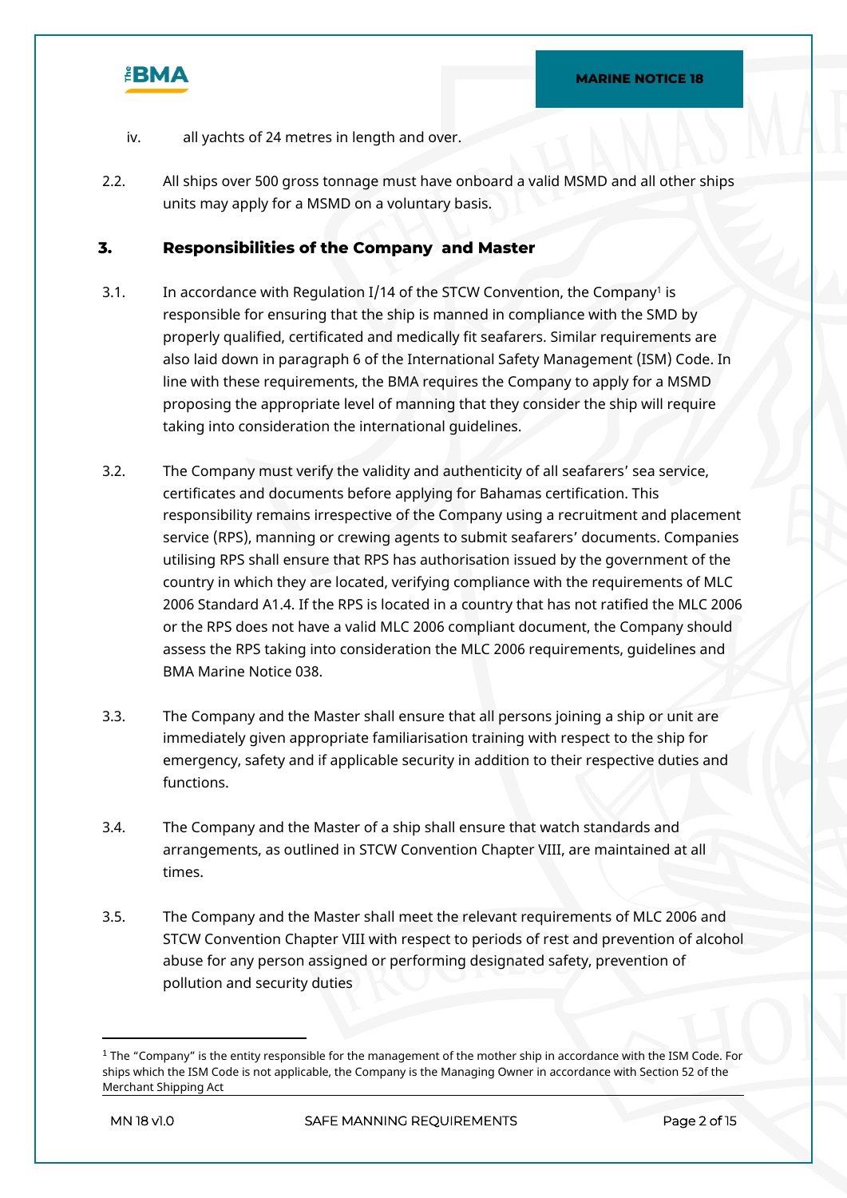iv. all yachts of 24 metres in length and over.

2.2. All ships over 500 gross tonnage must have onboard a valid MSMD and all other ships units may apply for a MSMD on a voluntary basis.

## 3. Responsibilities of the Company and Master

3.1. In accordance with Regulation I/14 of the STCW Convention, the Company[1] is responsible for ensuring that the ship is manned in compliance with the SMD by properly qualified, certificated and medically fit seafarers. Similar requirements are also laid down in paragraph 6 of the International Safety Management (ISM) Code. In line with these requirements, the BMA requires the Company to apply for a MSMD proposing the appropriate level of manning that they consider the ship will require taking into consideration the international guidelines.

3.2. The Company must verify the validity and authenticity of all seafarers' sea service, certificates and documents before applying for Bahamas certification. This responsibility remains irrespective of the Company using a recruitment and placement service (RPS), manning or crewing agents to submit seafarers' documents. Companies utilising RPS shall ensure that RPS has authorisation issued by the government of the country in which they are located, verifying compliance with the requirements of MLC 2006 Standard A1.4. If the RPS is located in a country that has not ratified the MLC 2006 or the RPS does not have a valid MLC 2006 compliant document, the Company should assess the RPS taking into consideration the MLC 2006 requirements, guidelines and BMA Marine Notice 038.

3.3. The Company and the Master shall ensure that all persons joining a ship or unit are immediately given appropriate familiarisation training with respect to the ship for emergency, safety and if applicable security in addition to their respective duties and functions.

3.4. The Company and the Master of a ship shall ensure that watch standards and arrangements, as outlined in STCW Convention Chapter VIII, are maintained at all times.

3.5. The Company and the Master shall meet the relevant requirements of MLC 2006 and STCW Convention Chapter VIII with respect to periods of rest and prevention of alcohol abuse for any person assigned or performing designated safety, prevention of pollution and security duties

---

[1] The "Company" is the entity responsible for the management of the mother ship in accordance with the ISM Code. For ships which the ISM Code is not applicable, the Company is the Managing Owner in accordance with Section 52 of the Merchant Shipping Act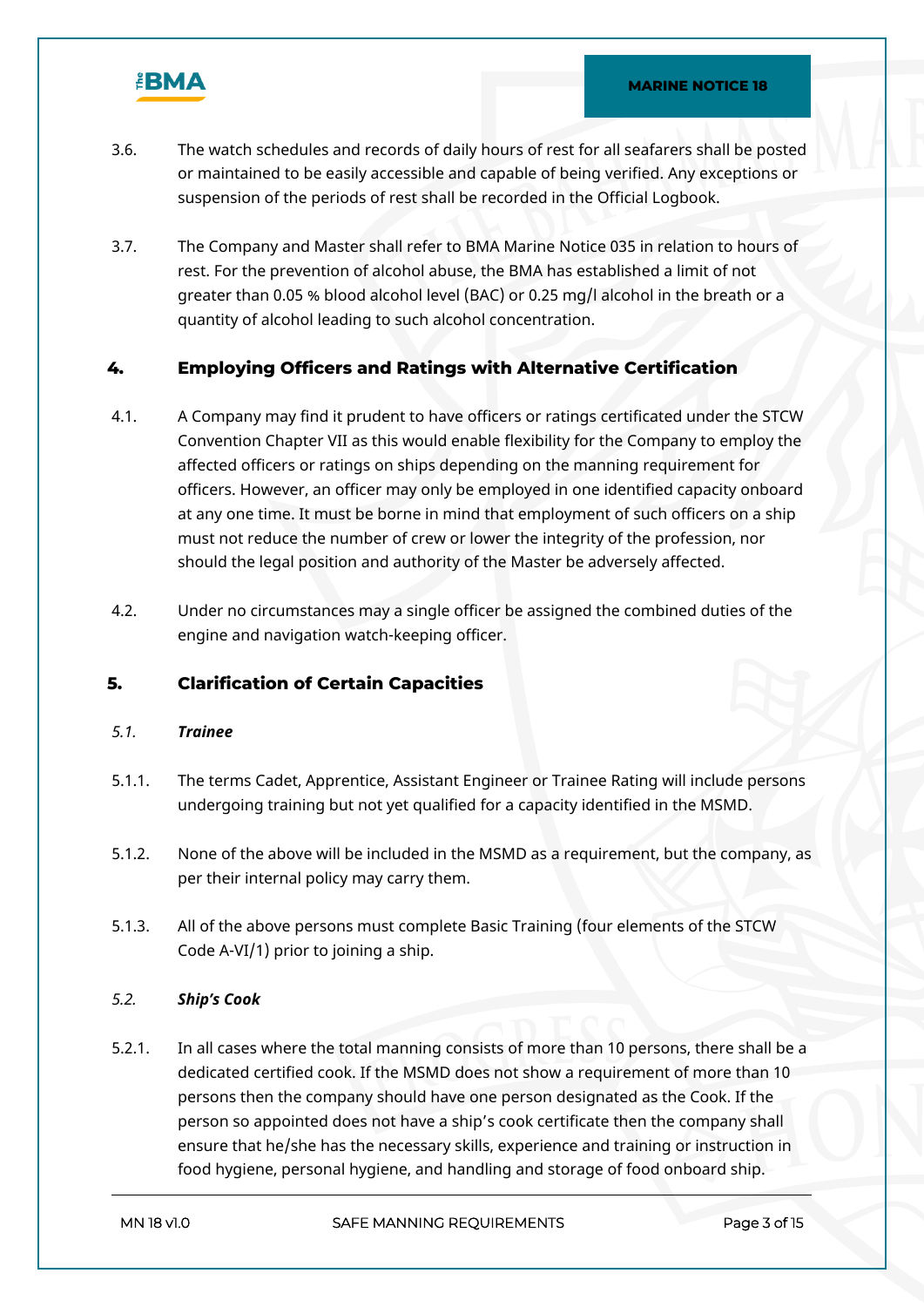3.6. The watch schedules and records of daily hours of rest for all seafarers shall be posted or maintained to be easily accessible and capable of being verified. Any exceptions or suspension of the periods of rest shall be recorded in the Official Logbook.

3.7. The Company and Master shall refer to BMA Marine Notice 035 in relation to hours of rest. For the prevention of alcohol abuse, the BMA has established a limit of not greater than 0.05 % blood alcohol level (BAC) or 0.25 mg/l alcohol in the breath or a quantity of alcohol leading to such alcohol concentration.

## 4. Employing Officers and Ratings with Alternative Certification

4.1. A Company may find it prudent to have officers or ratings certificated under the STCW Convention Chapter VII as this would enable flexibility for the Company to employ the affected officers or ratings on ships depending on the manning requirement for officers. However, an officer may only be employed in one identified capacity onboard at any one time. It must be borne in mind that employment of such officers on a ship must not reduce the number of crew or lower the integrity of the profession, nor should the legal position and authority of the Master be adversely affected.

4.2. Under no circumstances may a single officer be assigned the combined duties of the engine and navigation watch-keeping officer.

## 5. Clarification of Certain Capacities

### *5.1. Trainee*

5.1.1. The terms Cadet, Apprentice, Assistant Engineer or Trainee Rating will include persons undergoing training but not yet qualified for a capacity identified in the MSMD.

5.1.2. None of the above will be included in the MSMD as a requirement, but the company, as per their internal policy may carry them.

5.1.3. All of the above persons must complete Basic Training (four elements of the STCW Code A-VI/1) prior to joining a ship.

### *5.2. Ship's Cook*

5.2.1. In all cases where the total manning consists of more than 10 persons, there shall be a dedicated certified cook. If the MSMD does not show a requirement of more than 10 persons then the company should have one person designated as the Cook. If the person so appointed does not have a ship's cook certificate then the company shall ensure that he/she has the necessary skills, experience and training or instruction in food hygiene, personal hygiene, and handling and storage of food onboard ship.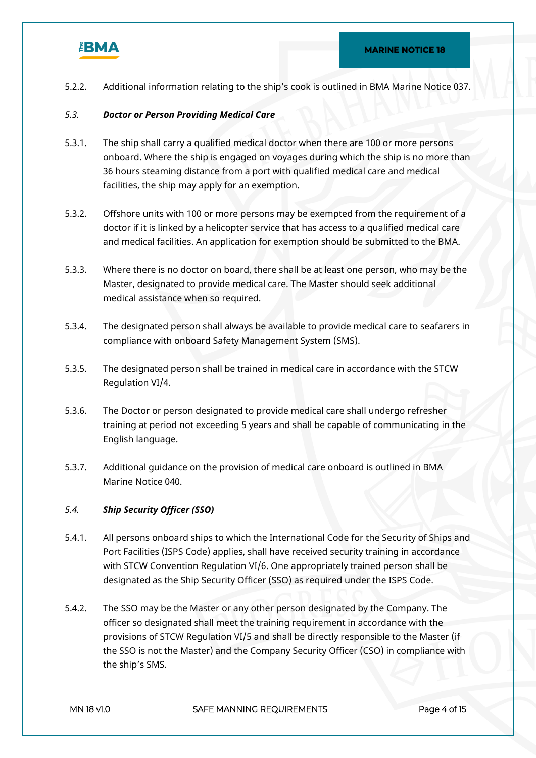5.2.2. Additional information relating to the ship's cook is outlined in BMA Marine Notice 037.

### *5.3. Doctor or Person Providing Medical Care*

5.3.1. The ship shall carry a qualified medical doctor when there are 100 or more persons onboard. Where the ship is engaged on voyages during which the ship is no more than 36 hours steaming distance from a port with qualified medical care and medical facilities, the ship may apply for an exemption.

5.3.2. Offshore units with 100 or more persons may be exempted from the requirement of a doctor if it is linked by a helicopter service that has access to a qualified medical care and medical facilities. An application for exemption should be submitted to the BMA.

5.3.3. Where there is no doctor on board, there shall be at least one person, who may be the Master, designated to provide medical care. The Master should seek additional medical assistance when so required.

5.3.4. The designated person shall always be available to provide medical care to seafarers in compliance with onboard Safety Management System (SMS).

5.3.5. The designated person shall be trained in medical care in accordance with the STCW Regulation VI/4.

5.3.6. The Doctor or person designated to provide medical care shall undergo refresher training at period not exceeding 5 years and shall be capable of communicating in the English language.

5.3.7. Additional guidance on the provision of medical care onboard is outlined in BMA Marine Notice 040.

### *5.4. Ship Security Officer (SSO)*

5.4.1. All persons onboard ships to which the International Code for the Security of Ships and Port Facilities (ISPS Code) applies, shall have received security training in accordance with STCW Convention Regulation VI/6. One appropriately trained person shall be designated as the Ship Security Officer (SSO) as required under the ISPS Code.

5.4.2. The SSO may be the Master or any other person designated by the Company. The officer so designated shall meet the training requirement in accordance with the provisions of STCW Regulation VI/5 and shall be directly responsible to the Master (if the SSO is not the Master) and the Company Security Officer (CSO) in compliance with the ship's SMS.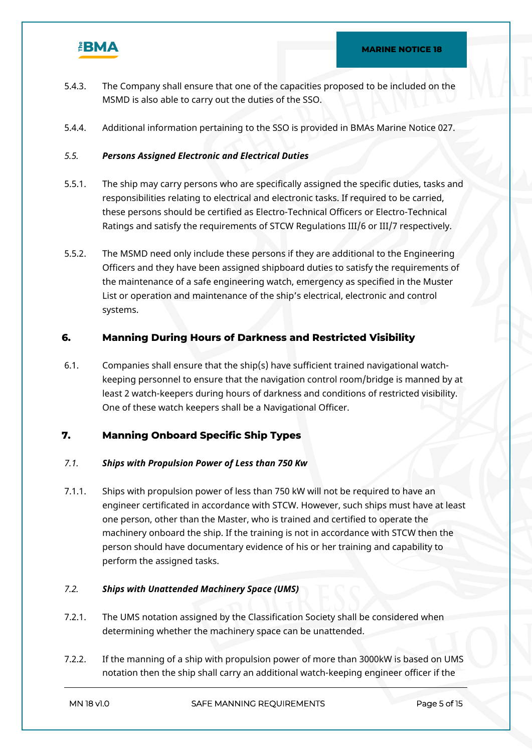5.4.3. The Company shall ensure that one of the capacities proposed to be included on the MSMD is also able to carry out the duties of the SSO.

5.4.4. Additional information pertaining to the SSO is provided in BMAs Marine Notice 027.

### *5.5. Persons Assigned Electronic and Electrical Duties*

5.5.1. The ship may carry persons who are specifically assigned the specific duties, tasks and responsibilities relating to electrical and electronic tasks. If required to be carried, these persons should be certified as Electro-Technical Officers or Electro-Technical Ratings and satisfy the requirements of STCW Regulations III/6 or III/7 respectively.

5.5.2. The MSMD need only include these persons if they are additional to the Engineering Officers and they have been assigned shipboard duties to satisfy the requirements of the maintenance of a safe engineering watch, emergency as specified in the Muster List or operation and maintenance of the ship's electrical, electronic and control systems.

## 6. Manning During Hours of Darkness and Restricted Visibility

6.1. Companies shall ensure that the ship(s) have sufficient trained navigational watch-keeping personnel to ensure that the navigation control room/bridge is manned by at least 2 watch-keepers during hours of darkness and conditions of restricted visibility. One of these watch keepers shall be a Navigational Officer.

## 7. Manning Onboard Specific Ship Types

### *7.1. Ships with Propulsion Power of Less than 750 Kw*

7.1.1. Ships with propulsion power of less than 750 kW will not be required to have an engineer certificated in accordance with STCW. However, such ships must have at least one person, other than the Master, who is trained and certified to operate the machinery onboard the ship. If the training is not in accordance with STCW then the person should have documentary evidence of his or her training and capability to perform the assigned tasks.

### *7.2. Ships with Unattended Machinery Space (UMS)*

7.2.1. The UMS notation assigned by the Classification Society shall be considered when determining whether the machinery space can be unattended.

7.2.2. If the manning of a ship with propulsion power of more than 3000kW is based on UMS notation then the ship shall carry an additional watch-keeping engineer officer if the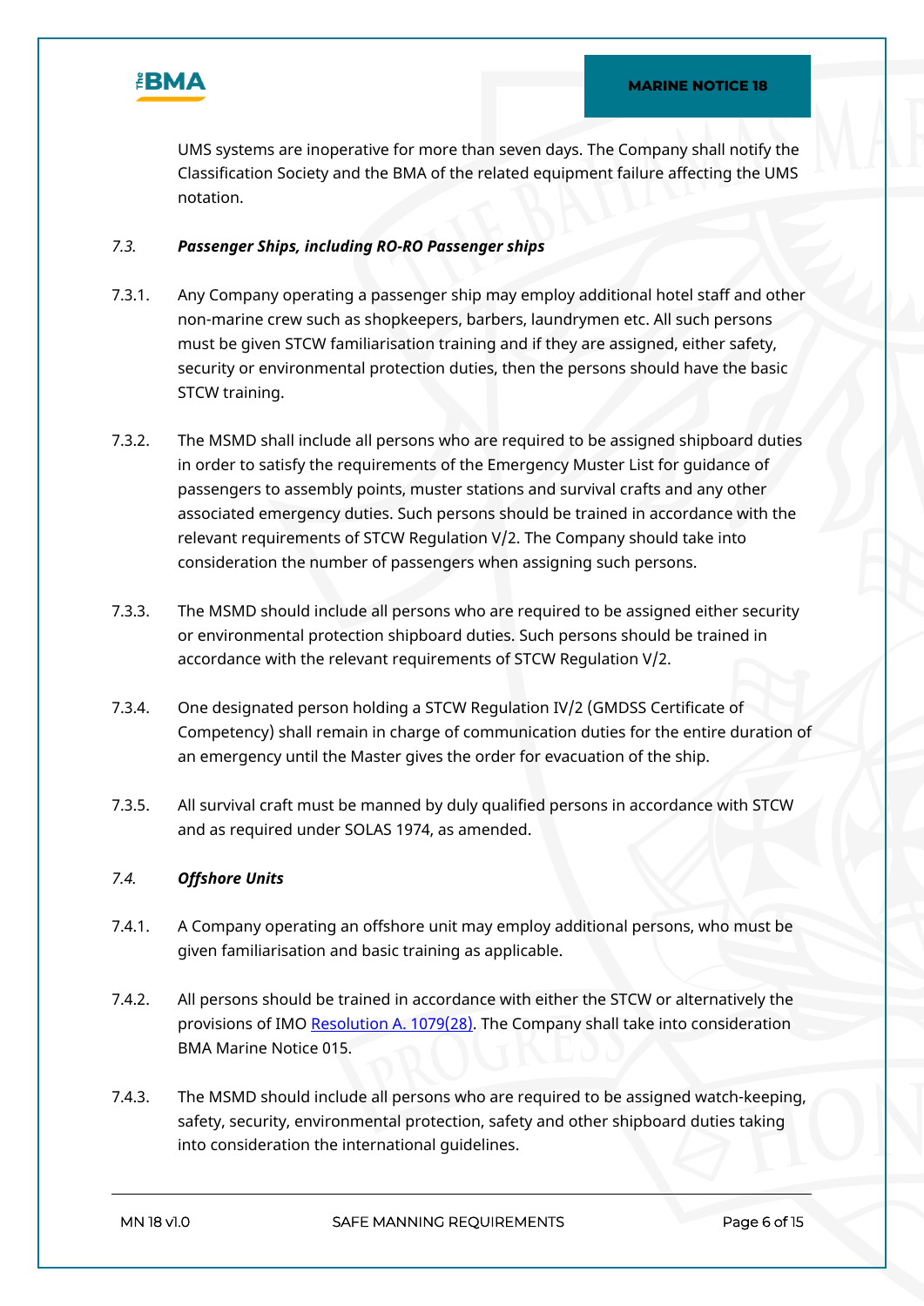UMS systems are inoperative for more than seven days. The Company shall notify the Classification Society and the BMA of the related equipment failure affecting the UMS notation.

### *7.3. Passenger Ships, including RO-RO Passenger ships*

7.3.1. Any Company operating a passenger ship may employ additional hotel staff and other non-marine crew such as shopkeepers, barbers, laundrymen etc. All such persons must be given STCW familiarisation training and if they are assigned, either safety, security or environmental protection duties, then the persons should have the basic STCW training.

7.3.2. The MSMD shall include all persons who are required to be assigned shipboard duties in order to satisfy the requirements of the Emergency Muster List for guidance of passengers to assembly points, muster stations and survival crafts and any other associated emergency duties. Such persons should be trained in accordance with the relevant requirements of STCW Regulation V/2. The Company should take into consideration the number of passengers when assigning such persons.

7.3.3. The MSMD should include all persons who are required to be assigned either security or environmental protection shipboard duties. Such persons should be trained in accordance with the relevant requirements of STCW Regulation V/2.

7.3.4. One designated person holding a STCW Regulation IV/2 (GMDSS Certificate of Competency) shall remain in charge of communication duties for the entire duration of an emergency until the Master gives the order for evacuation of the ship.

7.3.5. All survival craft must be manned by duly qualified persons in accordance with STCW and as required under SOLAS 1974, as amended.

### *7.4. Offshore Units*

7.4.1. A Company operating an offshore unit may employ additional persons, who must be given familiarisation and basic training as applicable.

7.4.2. All persons should be trained in accordance with either the STCW or alternatively the provisions of IMO Resolution A. 1079(28). The Company shall take into consideration BMA Marine Notice 015.

7.4.3. The MSMD should include all persons who are required to be assigned watch-keeping, safety, security, environmental protection, safety and other shipboard duties taking into consideration the international guidelines.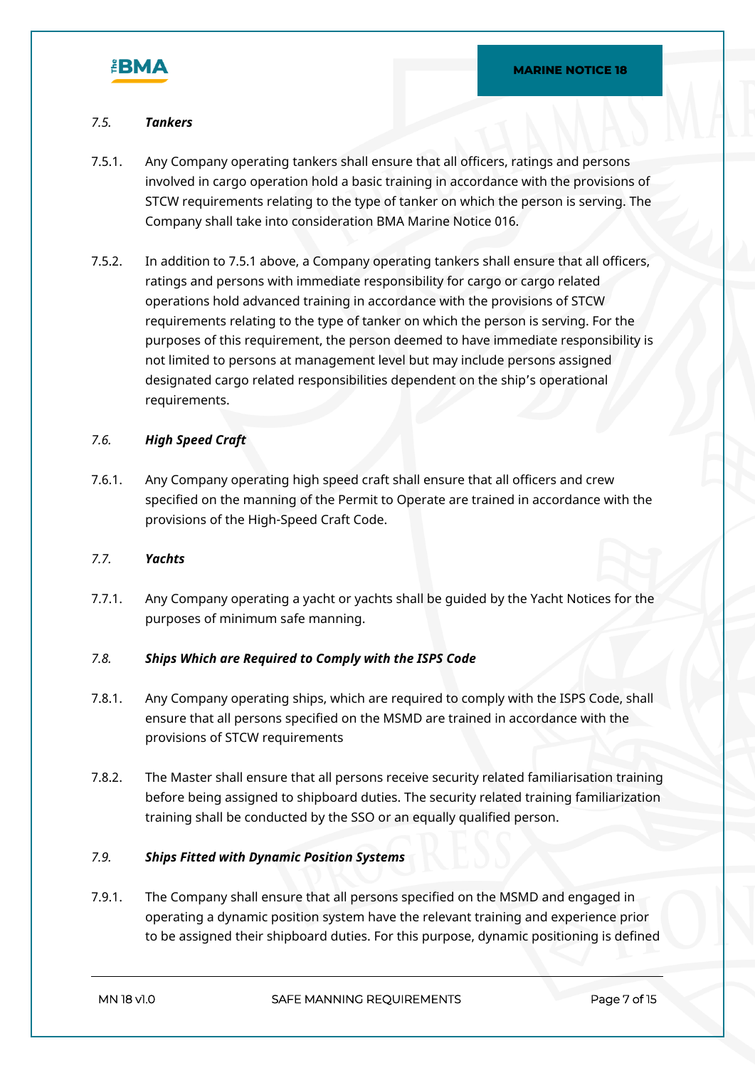### *7.5. **Tankers***

7.5.1. Any Company operating tankers shall ensure that all officers, ratings and persons involved in cargo operation hold a basic training in accordance with the provisions of STCW requirements relating to the type of tanker on which the person is serving. The Company shall take into consideration BMA Marine Notice 016.

7.5.2. In addition to 7.5.1 above, a Company operating tankers shall ensure that all officers, ratings and persons with immediate responsibility for cargo or cargo related operations hold advanced training in accordance with the provisions of STCW requirements relating to the type of tanker on which the person is serving. For the purposes of this requirement, the person deemed to have immediate responsibility is not limited to persons at management level but may include persons assigned designated cargo related responsibilities dependent on the ship's operational requirements.

### *7.6. **High Speed Craft***

7.6.1. Any Company operating high speed craft shall ensure that all officers and crew specified on the manning of the Permit to Operate are trained in accordance with the provisions of the High-Speed Craft Code.

### *7.7. **Yachts***

7.7.1. Any Company operating a yacht or yachts shall be guided by the Yacht Notices for the purposes of minimum safe manning.

### *7.8. **Ships Which are Required to Comply with the ISPS Code***

7.8.1. Any Company operating ships, which are required to comply with the ISPS Code, shall ensure that all persons specified on the MSMD are trained in accordance with the provisions of STCW requirements

7.8.2. The Master shall ensure that all persons receive security related familiarisation training before being assigned to shipboard duties. The security related training familiarization training shall be conducted by the SSO or an equally qualified person.

### *7.9. **Ships Fitted with Dynamic Position Systems***

7.9.1. The Company shall ensure that all persons specified on the MSMD and engaged in operating a dynamic position system have the relevant training and experience prior to be assigned their shipboard duties. For this purpose, dynamic positioning is defined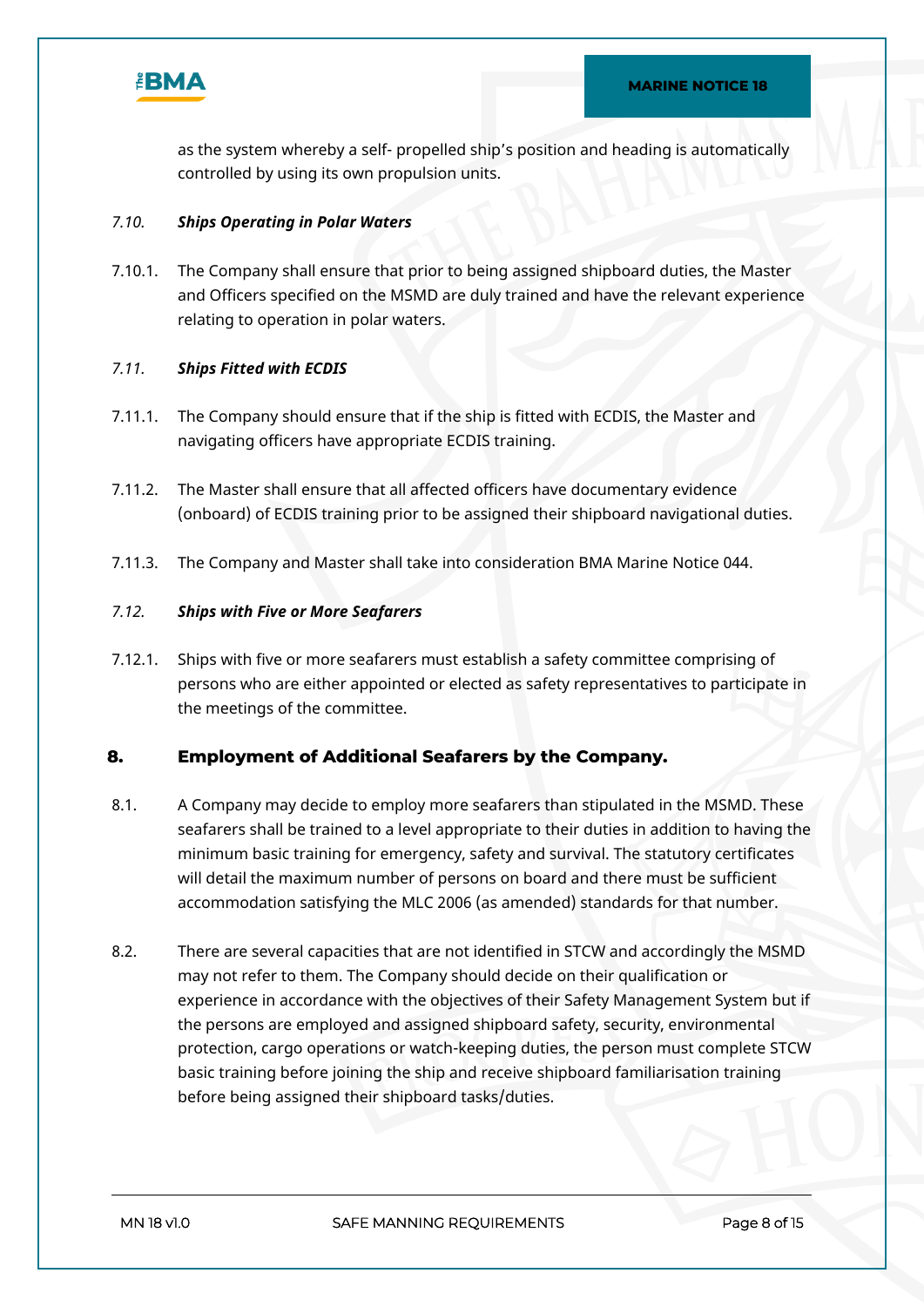as the system whereby a self- propelled ship's position and heading is automatically controlled by using its own propulsion units.

*7.10.* ***Ships Operating in Polar Waters***

7.10.1. The Company shall ensure that prior to being assigned shipboard duties, the Master and Officers specified on the MSMD are duly trained and have the relevant experience relating to operation in polar waters.

*7.11.* ***Ships Fitted with ECDIS***

7.11.1. The Company should ensure that if the ship is fitted with ECDIS, the Master and navigating officers have appropriate ECDIS training.

7.11.2. The Master shall ensure that all affected officers have documentary evidence (onboard) of ECDIS training prior to be assigned their shipboard navigational duties.

7.11.3. The Company and Master shall take into consideration BMA Marine Notice 044.

*7.12.* ***Ships with Five or More Seafarers***

7.12.1. Ships with five or more seafarers must establish a safety committee comprising of persons who are either appointed or elected as safety representatives to participate in the meetings of the committee.

## 8. Employment of Additional Seafarers by the Company.

8.1. A Company may decide to employ more seafarers than stipulated in the MSMD. These seafarers shall be trained to a level appropriate to their duties in addition to having the minimum basic training for emergency, safety and survival. The statutory certificates will detail the maximum number of persons on board and there must be sufficient accommodation satisfying the MLC 2006 (as amended) standards for that number.

8.2. There are several capacities that are not identified in STCW and accordingly the MSMD may not refer to them. The Company should decide on their qualification or experience in accordance with the objectives of their Safety Management System but if the persons are employed and assigned shipboard safety, security, environmental protection, cargo operations or watch-keeping duties, the person must complete STCW basic training before joining the ship and receive shipboard familiarisation training before being assigned their shipboard tasks/duties.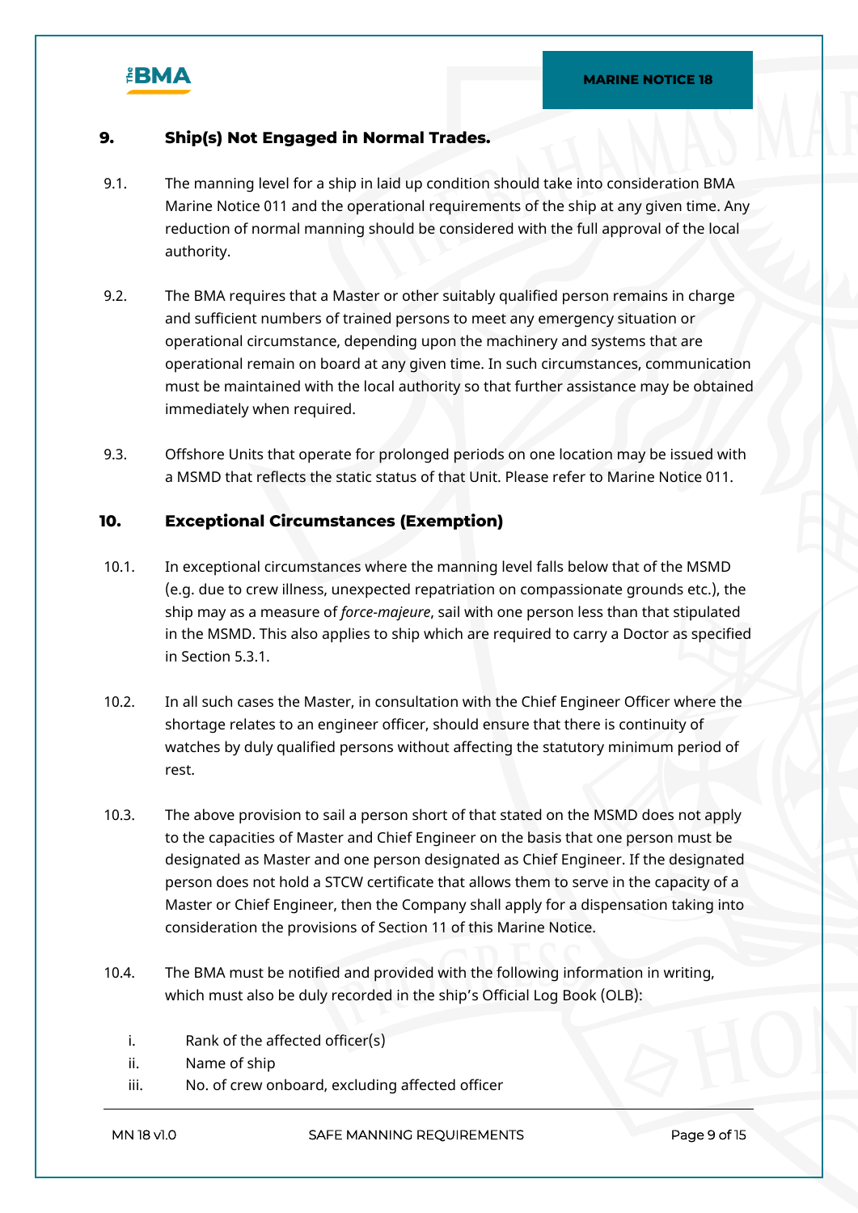## 9. Ship(s) Not Engaged in Normal Trades.

9.1. The manning level for a ship in laid up condition should take into consideration BMA Marine Notice 011 and the operational requirements of the ship at any given time. Any reduction of normal manning should be considered with the full approval of the local authority.

9.2. The BMA requires that a Master or other suitably qualified person remains in charge and sufficient numbers of trained persons to meet any emergency situation or operational circumstance, depending upon the machinery and systems that are operational remain on board at any given time. In such circumstances, communication must be maintained with the local authority so that further assistance may be obtained immediately when required.

9.3. Offshore Units that operate for prolonged periods on one location may be issued with a MSMD that reflects the static status of that Unit. Please refer to Marine Notice 011.

## 10. Exceptional Circumstances (Exemption)

10.1. In exceptional circumstances where the manning level falls below that of the MSMD (e.g. due to crew illness, unexpected repatriation on compassionate grounds etc.), the ship may as a measure of *force-majeure*, sail with one person less than that stipulated in the MSMD. This also applies to ship which are required to carry a Doctor as specified in Section 5.3.1.

10.2. In all such cases the Master, in consultation with the Chief Engineer Officer where the shortage relates to an engineer officer, should ensure that there is continuity of watches by duly qualified persons without affecting the statutory minimum period of rest.

10.3. The above provision to sail a person short of that stated on the MSMD does not apply to the capacities of Master and Chief Engineer on the basis that one person must be designated as Master and one person designated as Chief Engineer. If the designated person does not hold a STCW certificate that allows them to serve in the capacity of a Master or Chief Engineer, then the Company shall apply for a dispensation taking into consideration the provisions of Section 11 of this Marine Notice.

10.4. The BMA must be notified and provided with the following information in writing, which must also be duly recorded in the ship's Official Log Book (OLB):

i. Rank of the affected officer(s)
ii. Name of ship
iii. No. of crew onboard, excluding affected officer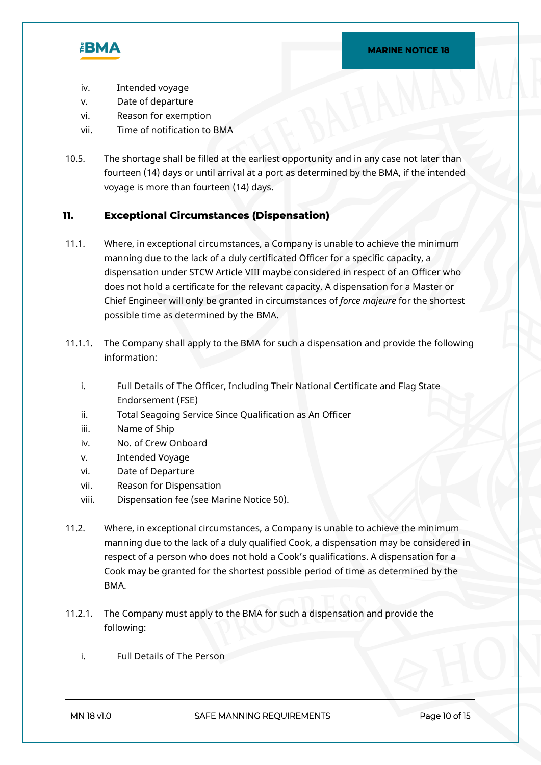iv. Intended voyage
v. Date of departure
vi. Reason for exemption
vii. Time of notification to BMA

10.5. The shortage shall be filled at the earliest opportunity and in any case not later than fourteen (14) days or until arrival at a port as determined by the BMA, if the intended voyage is more than fourteen (14) days.

## 11. Exceptional Circumstances (Dispensation)

11.1. Where, in exceptional circumstances, a Company is unable to achieve the minimum manning due to the lack of a duly certificated Officer for a specific capacity, a dispensation under STCW Article VIII maybe considered in respect of an Officer who does not hold a certificate for the relevant capacity. A dispensation for a Master or Chief Engineer will only be granted in circumstances of *force majeure* for the shortest possible time as determined by the BMA.

11.1.1. The Company shall apply to the BMA for such a dispensation and provide the following information:

i. Full Details of The Officer, Including Their National Certificate and Flag State Endorsement (FSE)
ii. Total Seagoing Service Since Qualification as An Officer
iii. Name of Ship
iv. No. of Crew Onboard
v. Intended Voyage
vi. Date of Departure
vii. Reason for Dispensation
viii. Dispensation fee (see Marine Notice 50).

11.2. Where, in exceptional circumstances, a Company is unable to achieve the minimum manning due to the lack of a duly qualified Cook, a dispensation may be considered in respect of a person who does not hold a Cook's qualifications. A dispensation for a Cook may be granted for the shortest possible period of time as determined by the BMA.

11.2.1. The Company must apply to the BMA for such a dispensation and provide the following:

i. Full Details of The Person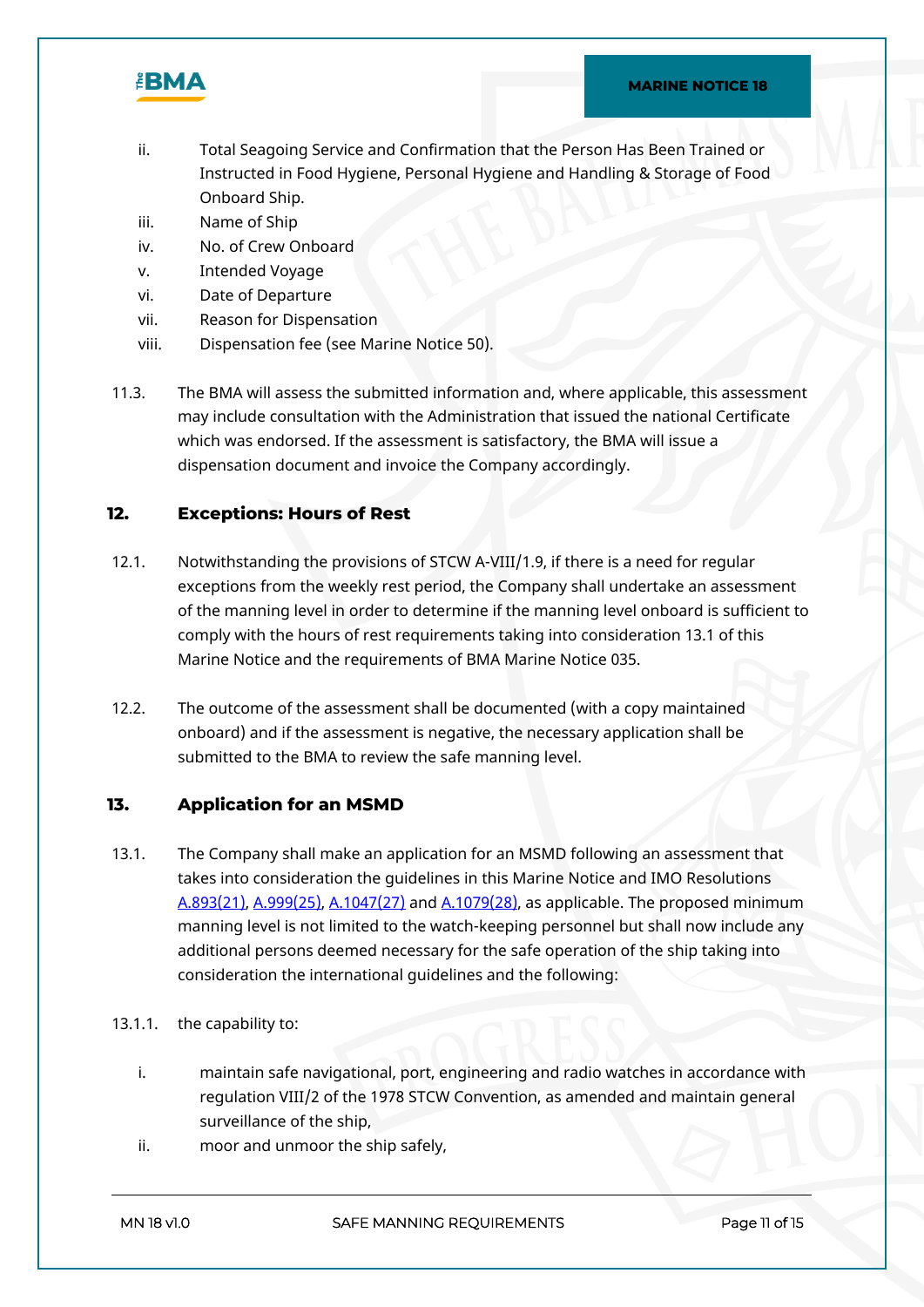ii. Total Seagoing Service and Confirmation that the Person Has Been Trained or Instructed in Food Hygiene, Personal Hygiene and Handling & Storage of Food Onboard Ship.

iii. Name of Ship

iv. No. of Crew Onboard

v. Intended Voyage

vi. Date of Departure

vii. Reason for Dispensation

viii. Dispensation fee (see Marine Notice 50).

11.3. The BMA will assess the submitted information and, where applicable, this assessment may include consultation with the Administration that issued the national Certificate which was endorsed. If the assessment is satisfactory, the BMA will issue a dispensation document and invoice the Company accordingly.

## 12. Exceptions: Hours of Rest

12.1. Notwithstanding the provisions of STCW A-VIII/1.9, if there is a need for regular exceptions from the weekly rest period, the Company shall undertake an assessment of the manning level in order to determine if the manning level onboard is sufficient to comply with the hours of rest requirements taking into consideration 13.1 of this Marine Notice and the requirements of BMA Marine Notice 035.

12.2. The outcome of the assessment shall be documented (with a copy maintained onboard) and if the assessment is negative, the necessary application shall be submitted to the BMA to review the safe manning level.

## 13. Application for an MSMD

13.1. The Company shall make an application for an MSMD following an assessment that takes into consideration the guidelines in this Marine Notice and IMO Resolutions A.893(21), A.999(25), A.1047(27) and A.1079(28), as applicable. The proposed minimum manning level is not limited to the watch-keeping personnel but shall now include any additional persons deemed necessary for the safe operation of the ship taking into consideration the international guidelines and the following:

13.1.1. the capability to:

i. maintain safe navigational, port, engineering and radio watches in accordance with regulation VIII/2 of the 1978 STCW Convention, as amended and maintain general surveillance of the ship,

ii. moor and unmoor the ship safely,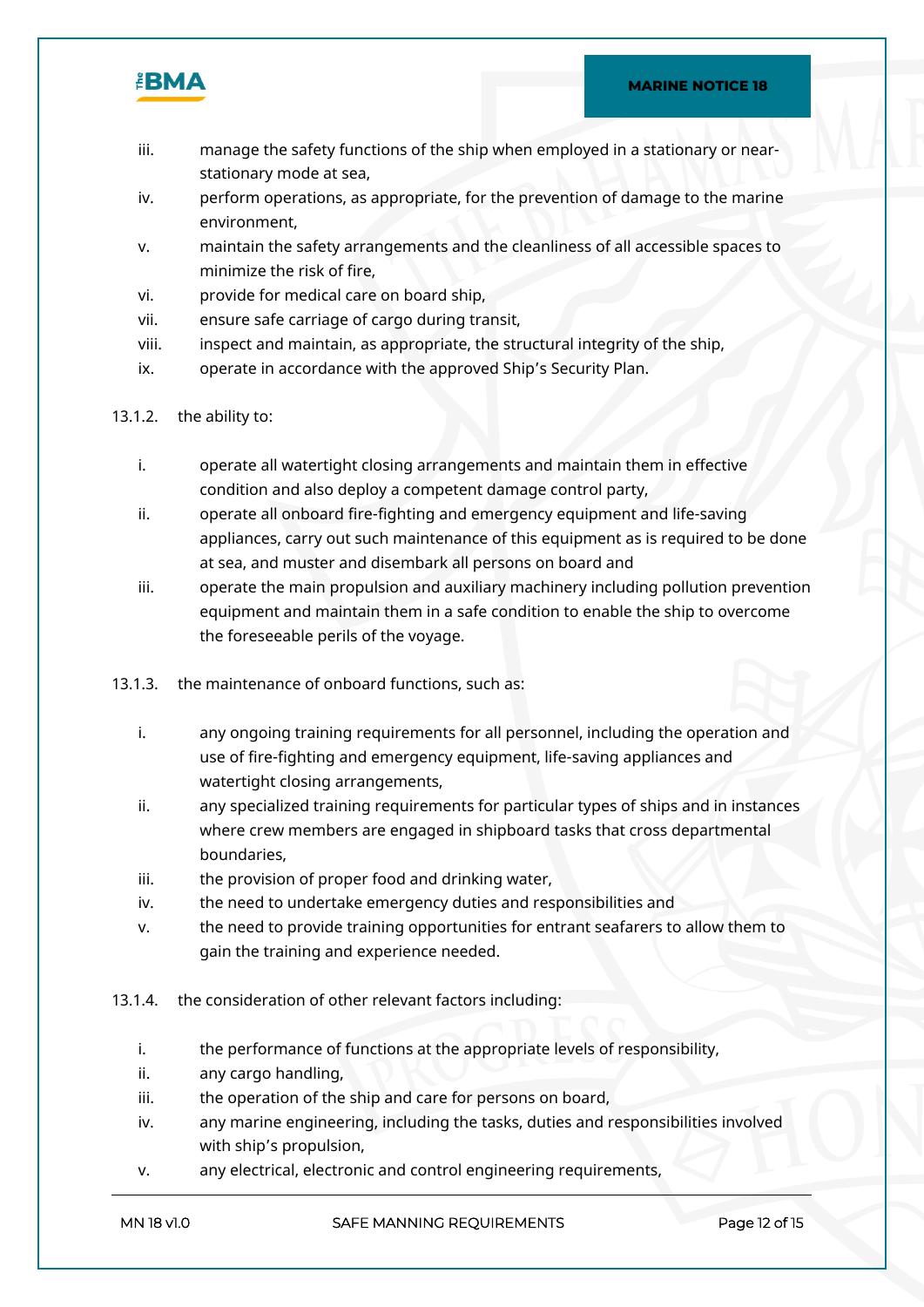iii. manage the safety functions of the ship when employed in a stationary or near-stationary mode at sea,
iv. perform operations, as appropriate, for the prevention of damage to the marine environment,
v. maintain the safety arrangements and the cleanliness of all accessible spaces to minimize the risk of fire,
vi. provide for medical care on board ship,
vii. ensure safe carriage of cargo during transit,
viii. inspect and maintain, as appropriate, the structural integrity of the ship,
ix. operate in accordance with the approved Ship's Security Plan.

13.1.2. the ability to:

i. operate all watertight closing arrangements and maintain them in effective condition and also deploy a competent damage control party,
ii. operate all onboard fire-fighting and emergency equipment and life-saving appliances, carry out such maintenance of this equipment as is required to be done at sea, and muster and disembark all persons on board and
iii. operate the main propulsion and auxiliary machinery including pollution prevention equipment and maintain them in a safe condition to enable the ship to overcome the foreseeable perils of the voyage.

13.1.3. the maintenance of onboard functions, such as:

i. any ongoing training requirements for all personnel, including the operation and use of fire-fighting and emergency equipment, life-saving appliances and watertight closing arrangements,
ii. any specialized training requirements for particular types of ships and in instances where crew members are engaged in shipboard tasks that cross departmental boundaries,
iii. the provision of proper food and drinking water,
iv. the need to undertake emergency duties and responsibilities and
v. the need to provide training opportunities for entrant seafarers to allow them to gain the training and experience needed.

13.1.4. the consideration of other relevant factors including:

i. the performance of functions at the appropriate levels of responsibility,
ii. any cargo handling,
iii. the operation of the ship and care for persons on board,
iv. any marine engineering, including the tasks, duties and responsibilities involved with ship's propulsion,
v. any electrical, electronic and control engineering requirements,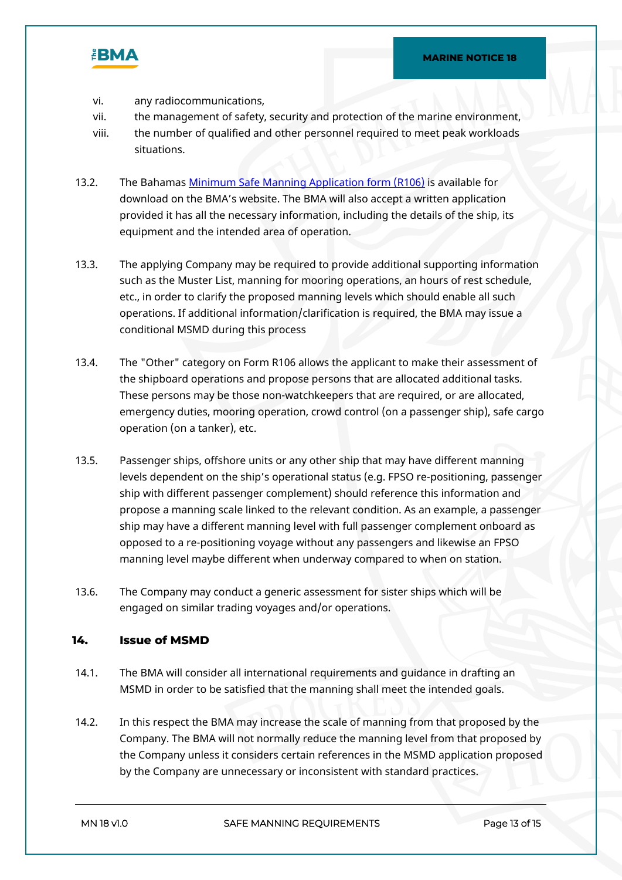vi. any radiocommunications,

vii. the management of safety, security and protection of the marine environment,

viii. the number of qualified and other personnel required to meet peak workloads situations.

13.2. The Bahamas [Minimum Safe Manning Application form (R106)] is available for download on the BMA's website. The BMA will also accept a written application provided it has all the necessary information, including the details of the ship, its equipment and the intended area of operation.

13.3. The applying Company may be required to provide additional supporting information such as the Muster List, manning for mooring operations, an hours of rest schedule, etc., in order to clarify the proposed manning levels which should enable all such operations. If additional information/clarification is required, the BMA may issue a conditional MSMD during this process

13.4. The "Other" category on Form R106 allows the applicant to make their assessment of the shipboard operations and propose persons that are allocated additional tasks. These persons may be those non-watchkeepers that are required, or are allocated, emergency duties, mooring operation, crowd control (on a passenger ship), safe cargo operation (on a tanker), etc.

13.5. Passenger ships, offshore units or any other ship that may have different manning levels dependent on the ship's operational status (e.g. FPSO re-positioning, passenger ship with different passenger complement) should reference this information and propose a manning scale linked to the relevant condition. As an example, a passenger ship may have a different manning level with full passenger complement onboard as opposed to a re-positioning voyage without any passengers and likewise an FPSO manning level maybe different when underway compared to when on station.

13.6. The Company may conduct a generic assessment for sister ships which will be engaged on similar trading voyages and/or operations.

## 14. Issue of MSMD

14.1. The BMA will consider all international requirements and guidance in drafting an MSMD in order to be satisfied that the manning shall meet the intended goals.

14.2. In this respect the BMA may increase the scale of manning from that proposed by the Company. The BMA will not normally reduce the manning level from that proposed by the Company unless it considers certain references in the MSMD application proposed by the Company are unnecessary or inconsistent with standard practices.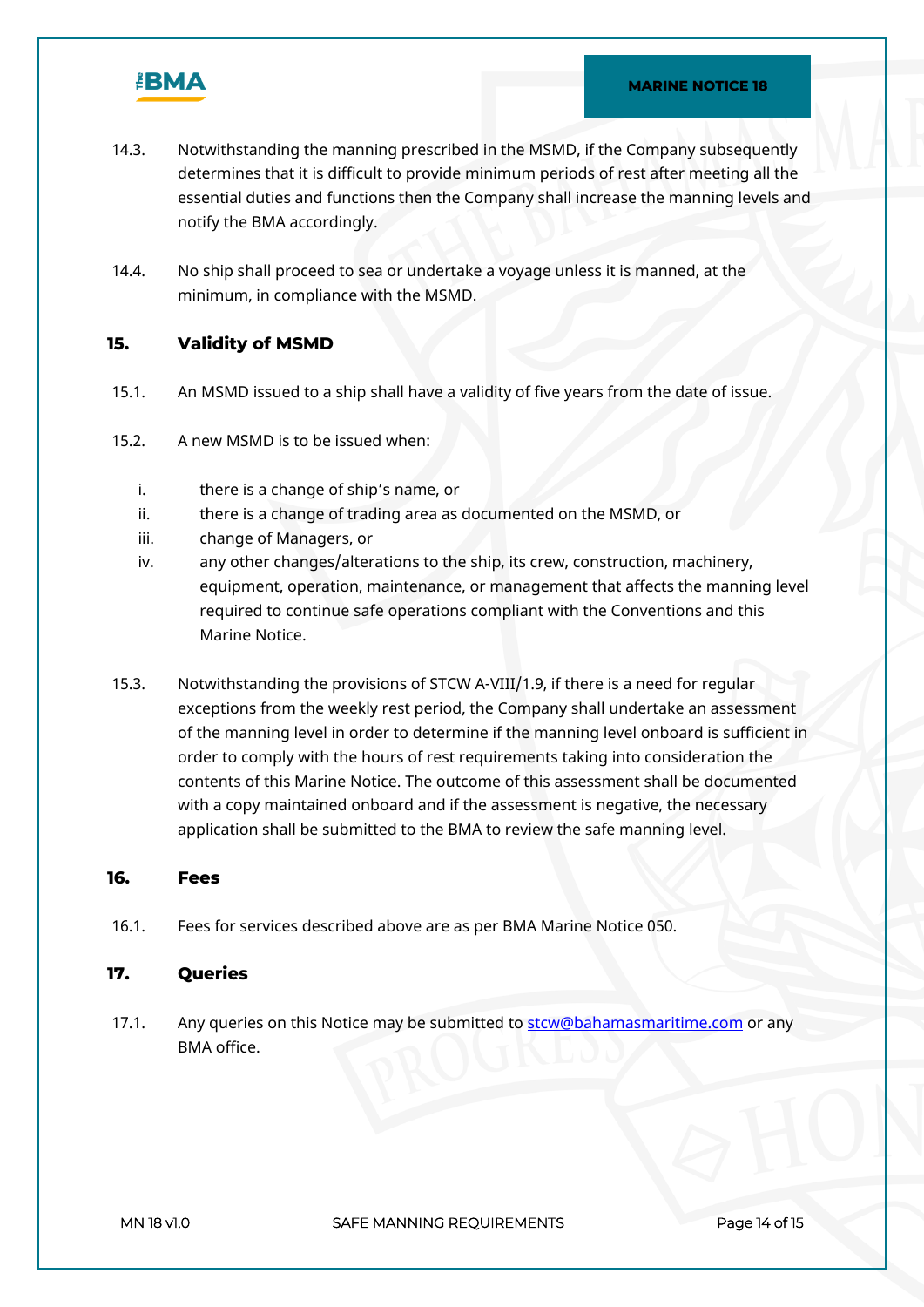14.3. Notwithstanding the manning prescribed in the MSMD, if the Company subsequently determines that it is difficult to provide minimum periods of rest after meeting all the essential duties and functions then the Company shall increase the manning levels and notify the BMA accordingly.

14.4. No ship shall proceed to sea or undertake a voyage unless it is manned, at the minimum, in compliance with the MSMD.

## 15. Validity of MSMD

15.1. An MSMD issued to a ship shall have a validity of five years from the date of issue.

15.2. A new MSMD is to be issued when:

i. there is a change of ship's name, or
ii. there is a change of trading area as documented on the MSMD, or
iii. change of Managers, or
iv. any other changes/alterations to the ship, its crew, construction, machinery, equipment, operation, maintenance, or management that affects the manning level required to continue safe operations compliant with the Conventions and this Marine Notice.

15.3. Notwithstanding the provisions of STCW A-VIII/1.9, if there is a need for regular exceptions from the weekly rest period, the Company shall undertake an assessment of the manning level in order to determine if the manning level onboard is sufficient in order to comply with the hours of rest requirements taking into consideration the contents of this Marine Notice. The outcome of this assessment shall be documented with a copy maintained onboard and if the assessment is negative, the necessary application shall be submitted to the BMA to review the safe manning level.

## 16. Fees

16.1. Fees for services described above are as per BMA Marine Notice 050.

## 17. Queries

17.1. Any queries on this Notice may be submitted to stcw@bahamasmaritime.com or any BMA office.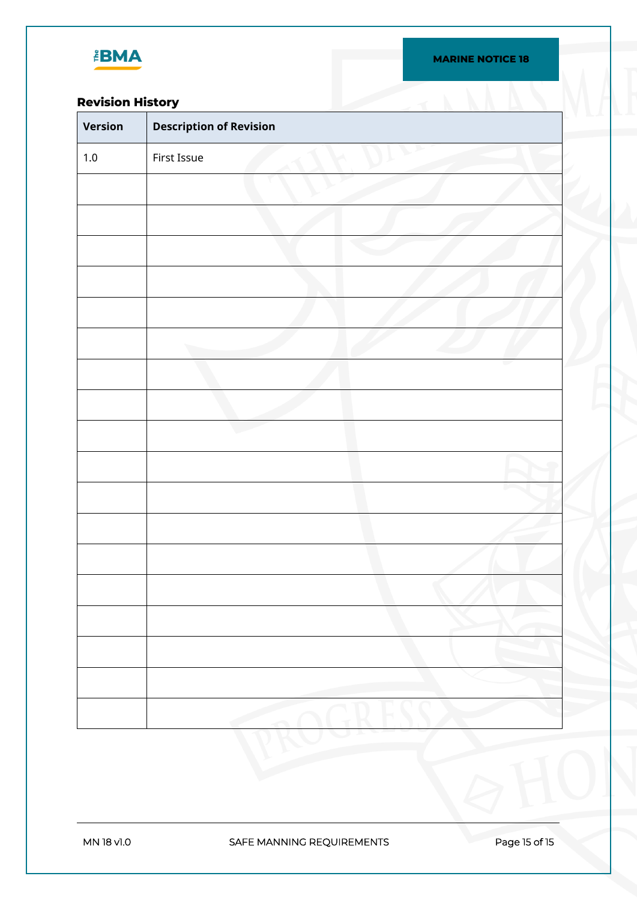**Revision History**

| Version | Description of Revision |
|---|---|
| 1.0 | First Issue |
| | |
| | |
| | |
| | |
| | |
| | |
| | |
| | |
| | |
| | |
| | |
| | |
| | |
| | |
| | |
| | |
| | |
| | |